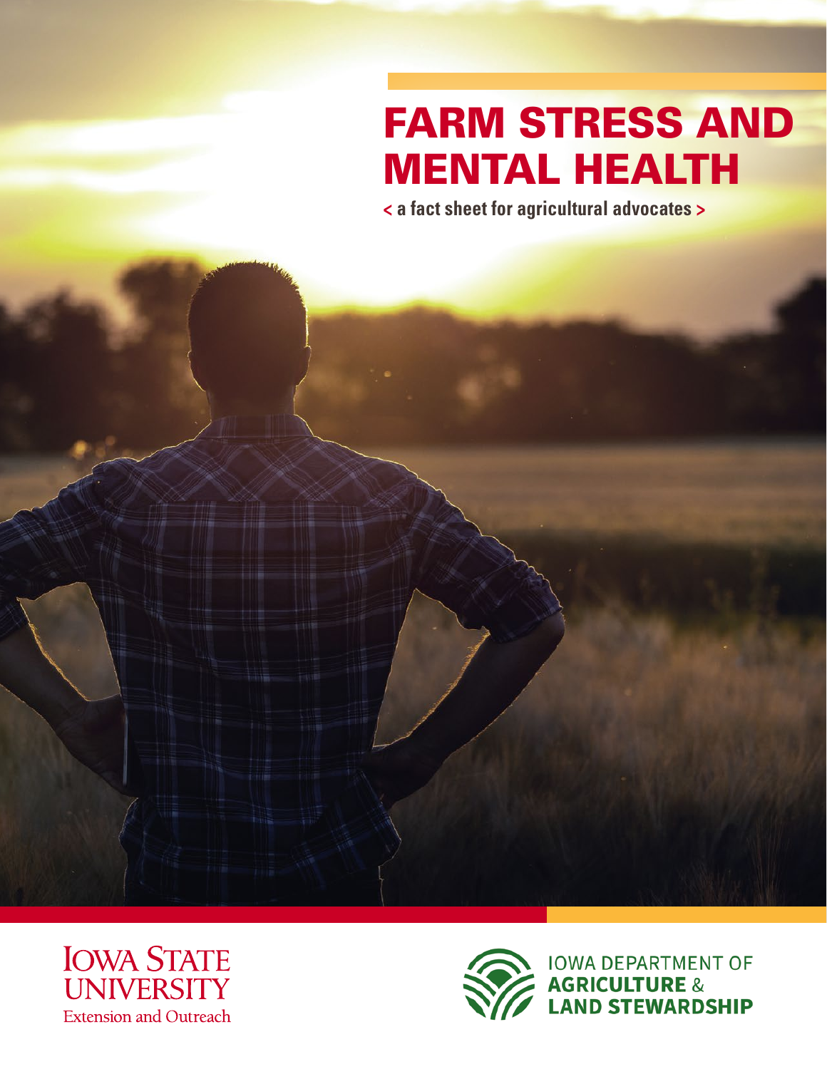# FARM STRESS AND MENTAL HEALTH

**< a fact sheet for agricultural advocates >**

IOWA STATE UNIVERSITY
Extension and Outreach

IOWA DEPARTMENT OF
**AGRICULTURE** &
**LAND STEWARDSHIP**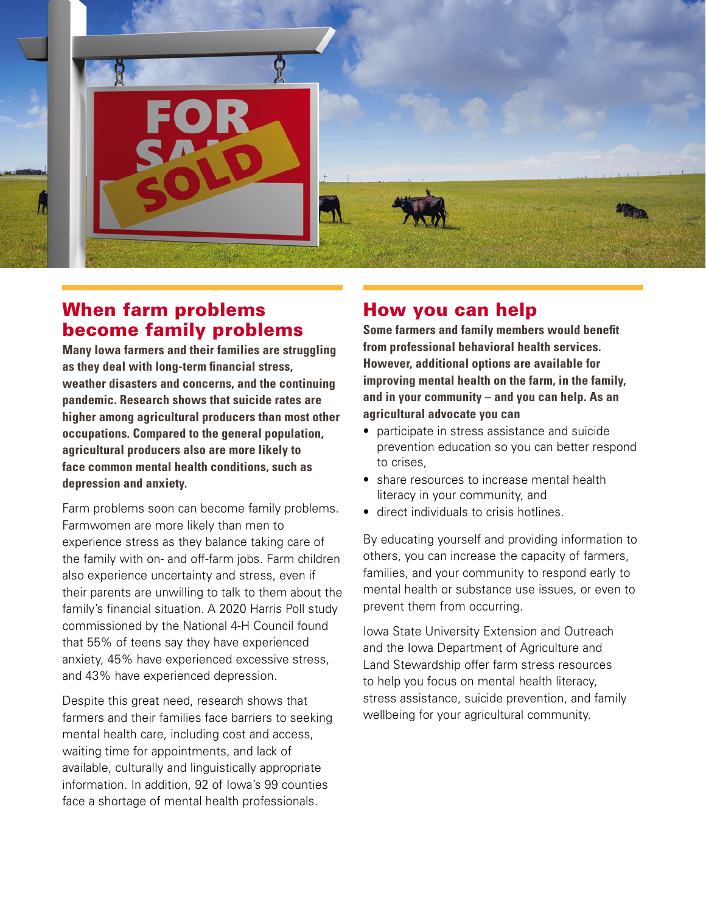## When farm problems become family problems

**Many Iowa farmers and their families are struggling as they deal with long-term financial stress, weather disasters and concerns, and the continuing pandemic. Research shows that suicide rates are higher among agricultural producers than most other occupations. Compared to the general population, agricultural producers also are more likely to face common mental health conditions, such as depression and anxiety.**

Farm problems soon can become family problems. Farmwomen are more likely than men to experience stress as they balance taking care of the family with on- and off-farm jobs. Farm children also experience uncertainty and stress, even if their parents are unwilling to talk to them about the family's financial situation. A 2020 Harris Poll study commissioned by the National 4-H Council found that 55% of teens say they have experienced anxiety, 45% have experienced excessive stress, and 43% have experienced depression.

Despite this great need, research shows that farmers and their families face barriers to seeking mental health care, including cost and access, waiting time for appointments, and lack of available, culturally and linguistically appropriate information. In addition, 92 of Iowa's 99 counties face a shortage of mental health professionals.

## How you can help

**Some farmers and family members would benefit from professional behavioral health services. However, additional options are available for improving mental health on the farm, in the family, and in your community – and you can help. As an agricultural advocate you can**

- participate in stress assistance and suicide prevention education so you can better respond to crises,
- share resources to increase mental health literacy in your community, and
- direct individuals to crisis hotlines.

By educating yourself and providing information to others, you can increase the capacity of farmers, families, and your community to respond early to mental health or substance use issues, or even to prevent them from occurring.

Iowa State University Extension and Outreach and the Iowa Department of Agriculture and Land Stewardship offer farm stress resources to help you focus on mental health literacy, stress assistance, suicide prevention, and family wellbeing for your agricultural community.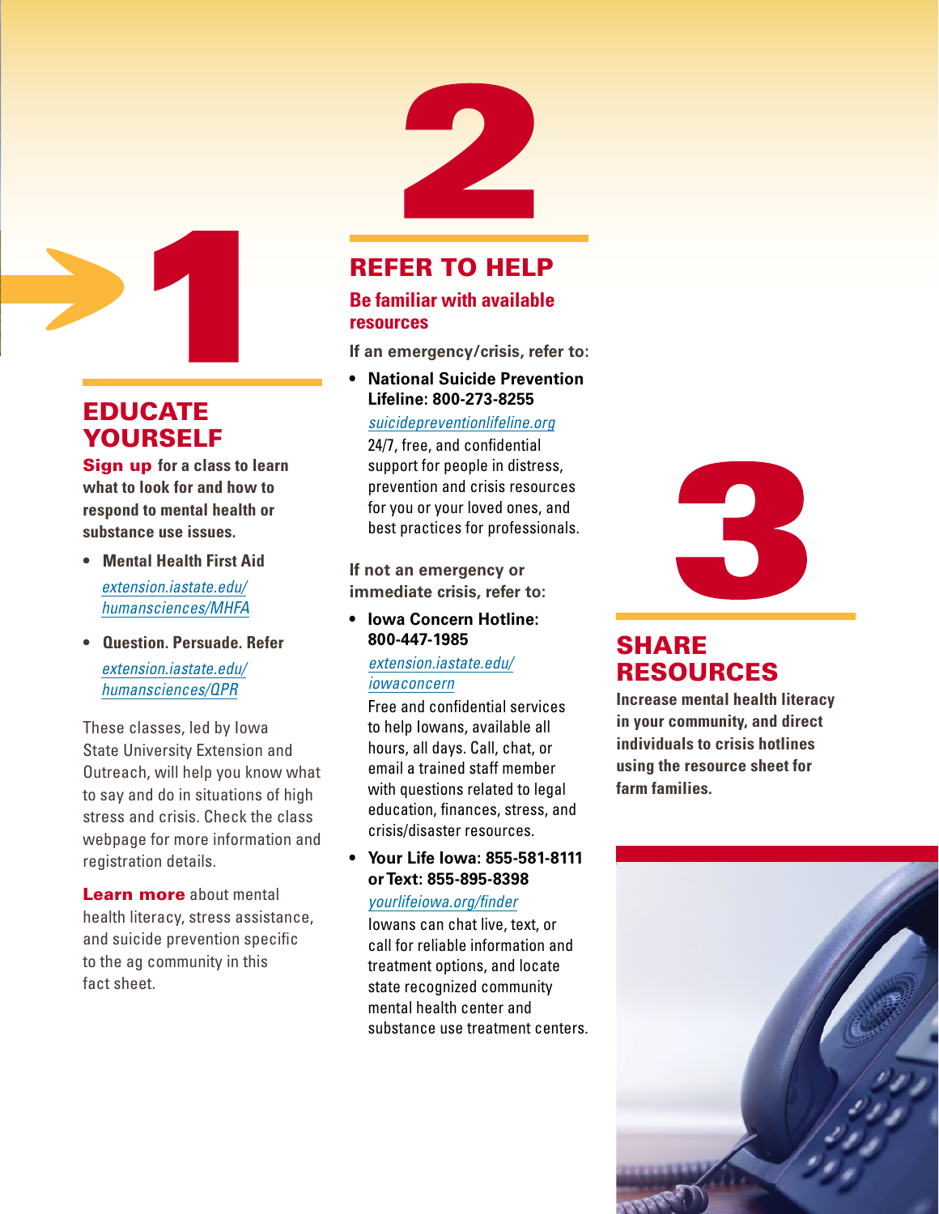## 1

## EDUCATE YOURSELF

**Sign up for a class to learn what to look for and how to respond to mental health or substance use issues.**

- **Mental Health First Aid**
  *extension.iastate.edu/humansciences/MHFA*
- **Question. Persuade. Refer**
  *extension.iastate.edu/humansciences/QPR*

These classes, led by Iowa State University Extension and Outreach, will help you know what to say and do in situations of high stress and crisis. Check the class webpage for more information and registration details.

**Learn more** about mental health literacy, stress assistance, and suicide prevention specific to the ag community in this fact sheet.

## 2

## REFER TO HELP

### Be familiar with available resources

**If an emergency/crisis, refer to:**

- **National Suicide Prevention Lifeline: 800-273-8255**
  *suicidepreventionlifeline.org*
  24/7, free, and confidential support for people in distress, prevention and crisis resources for you or your loved ones, and best practices for professionals.

**If not an emergency or immediate crisis, refer to:**

- **Iowa Concern Hotline: 800-447-1985**
  *extension.iastate.edu/iowaconcern*
  Free and confidential services to help Iowans, available all hours, all days. Call, chat, or email a trained staff member with questions related to legal education, finances, stress, and crisis/disaster resources.
- **Your Life Iowa: 855-581-8111 or Text: 855-895-8398**
  *yourlifeiowa.org/finder*
  Iowans can chat live, text, or call for reliable information and treatment options, and locate state recognized community mental health center and substance use treatment centers.

## 3

## SHARE RESOURCES

**Increase mental health literacy in your community, and direct individuals to crisis hotlines using the resource sheet for farm families.**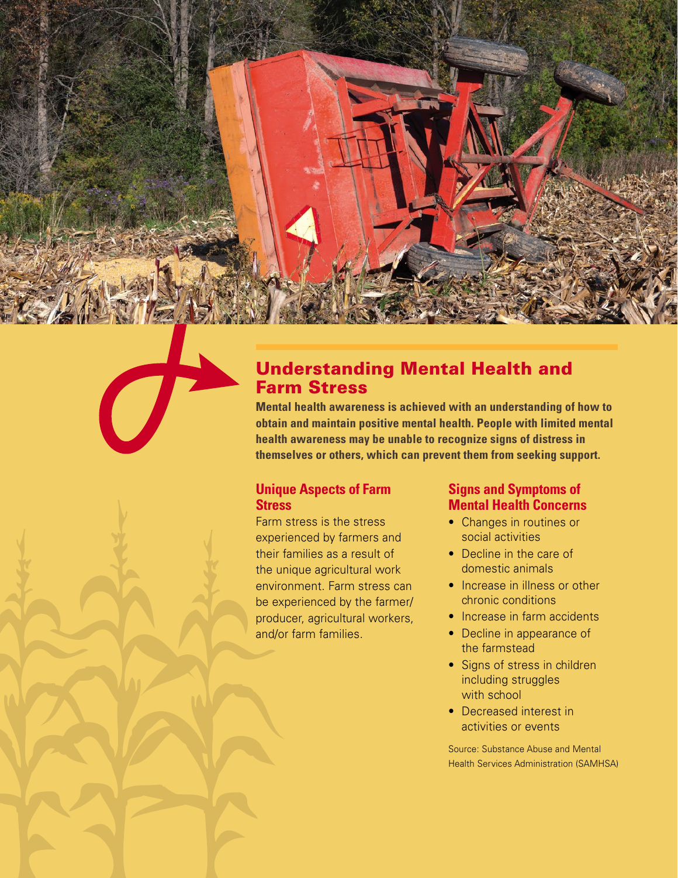## Understanding Mental Health and Farm Stress

**Mental health awareness is achieved with an understanding of how to obtain and maintain positive mental health. People with limited mental health awareness may be unable to recognize signs of distress in themselves or others, which can prevent them from seeking support.**

### Unique Aspects of Farm Stress

Farm stress is the stress experienced by farmers and their families as a result of the unique agricultural work environment. Farm stress can be experienced by the farmer/producer, agricultural workers, and/or farm families.

### Signs and Symptoms of Mental Health Concerns

- Changes in routines or social activities
- Decline in the care of domestic animals
- Increase in illness or other chronic conditions
- Increase in farm accidents
- Decline in appearance of the farmstead
- Signs of stress in children including struggles with school
- Decreased interest in activities or events

Source: Substance Abuse and Mental Health Services Administration (SAMHSA)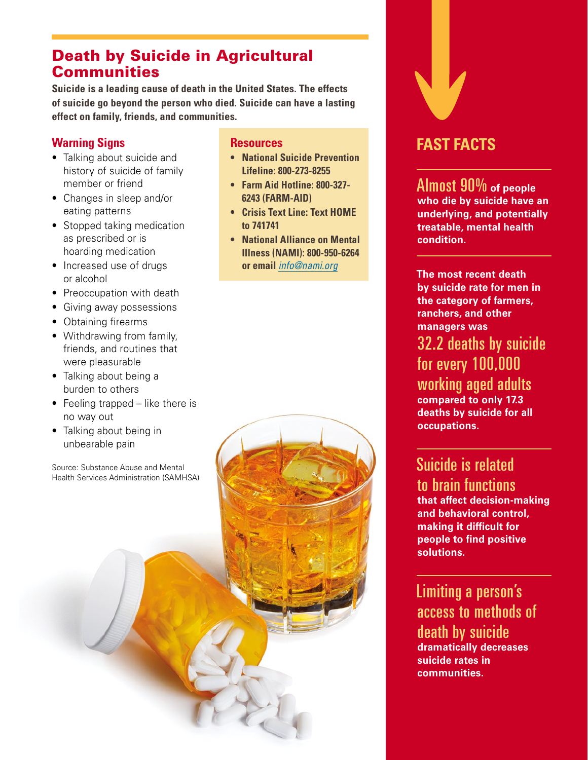## Death by Suicide in Agricultural Communities

**Suicide is a leading cause of death in the United States. The effects of suicide go beyond the person who died. Suicide can have a lasting effect on family, friends, and communities.**

### Warning Signs

- Talking about suicide and history of suicide of family member or friend
- Changes in sleep and/or eating patterns
- Stopped taking medication as prescribed or is hoarding medication
- Increased use of drugs or alcohol
- Preoccupation with death
- Giving away possessions
- Obtaining firearms
- Withdrawing from family, friends, and routines that were pleasurable
- Talking about being a burden to others
- Feeling trapped – like there is no way out
- Talking about being in unbearable pain

Source: Substance Abuse and Mental Health Services Administration (SAMHSA)

### Resources

- **National Suicide Prevention Lifeline: 800-273-8255**
- **Farm Aid Hotline: 800-327-6243 (FARM-AID)**
- **Crisis Text Line: Text HOME to 741741**
- **National Alliance on Mental Illness (NAMI): 800-950-6264 or email** *info@nami.org*

## FAST FACTS

**Almost 90% of people who die by suicide have an underlying, and potentially treatable, mental health condition.**

**The most recent death by suicide rate for men in the category of farmers, ranchers, and other managers was 32.2 deaths by suicide for every 100,000 working aged adults compared to only 17.3 deaths by suicide for all occupations.**

**Suicide is related to brain functions that affect decision-making and behavioral control, making it difficult for people to find positive solutions.**

**Limiting a person's access to methods of death by suicide dramatically decreases suicide rates in communities.**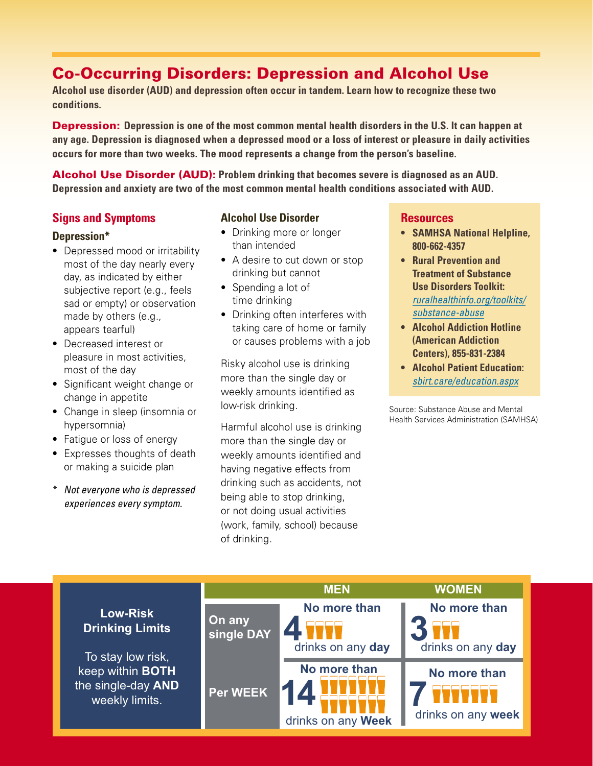# Co-Occurring Disorders: Depression and Alcohol Use

**Alcohol use disorder (AUD) and depression often occur in tandem. Learn how to recognize these two conditions.**

**Depression:** **Depression is one of the most common mental health disorders in the U.S. It can happen at any age. Depression is diagnosed when a depressed mood or a loss of interest or pleasure in daily activities occurs for more than two weeks. The mood represents a change from the person's baseline.**

**Alcohol Use Disorder (AUD):** **Problem drinking that becomes severe is diagnosed as an AUD. Depression and anxiety are two of the most common mental health conditions associated with AUD.**

## Signs and Symptoms

### Depression*

- Depressed mood or irritability most of the day nearly every day, as indicated by either subjective report (e.g., feels sad or empty) or observation made by others (e.g., appears tearful)
- Decreased interest or pleasure in most activities, most of the day
- Significant weight change or change in appetite
- Change in sleep (insomnia or hypersomnia)
- Fatigue or loss of energy
- Expresses thoughts of death or making a suicide plan

\* *Not everyone who is depressed experiences every symptom.*

### Alcohol Use Disorder

- Drinking more or longer than intended
- A desire to cut down or stop drinking but cannot
- Spending a lot of time drinking
- Drinking often interferes with taking care of home or family or causes problems with a job

Risky alcohol use is drinking more than the single day or weekly amounts identified as low-risk drinking.

Harmful alcohol use is drinking more than the single day or weekly amounts identified and having negative effects from drinking such as accidents, not being able to stop drinking, or not doing usual activities (work, family, school) because of drinking.

## Resources

- **SAMHSA National Helpline, 800-662-4357**
- **Rural Prevention and Treatment of Substance Use Disorders Toolkit:** ruralhealthinfo.org/toolkits/substance-abuse
- **Alcohol Addiction Hotline (American Addiction Centers), 855-831-2384**
- **Alcohol Patient Education:** sbirt.care/education.aspx

Source: Substance Abuse and Mental Health Services Administration (SAMHSA)

## Low-Risk Drinking Limits

To stay low risk, keep within **BOTH** the single-day **AND** weekly limits.

| | MEN | WOMEN |
|---|---|---|
| On any single DAY | No more than **4** drinks on any **day** | No more than **3** drinks on any **day** |
| Per WEEK | No more than **14** drinks on any **Week** | No more than **7** drinks on any **week** |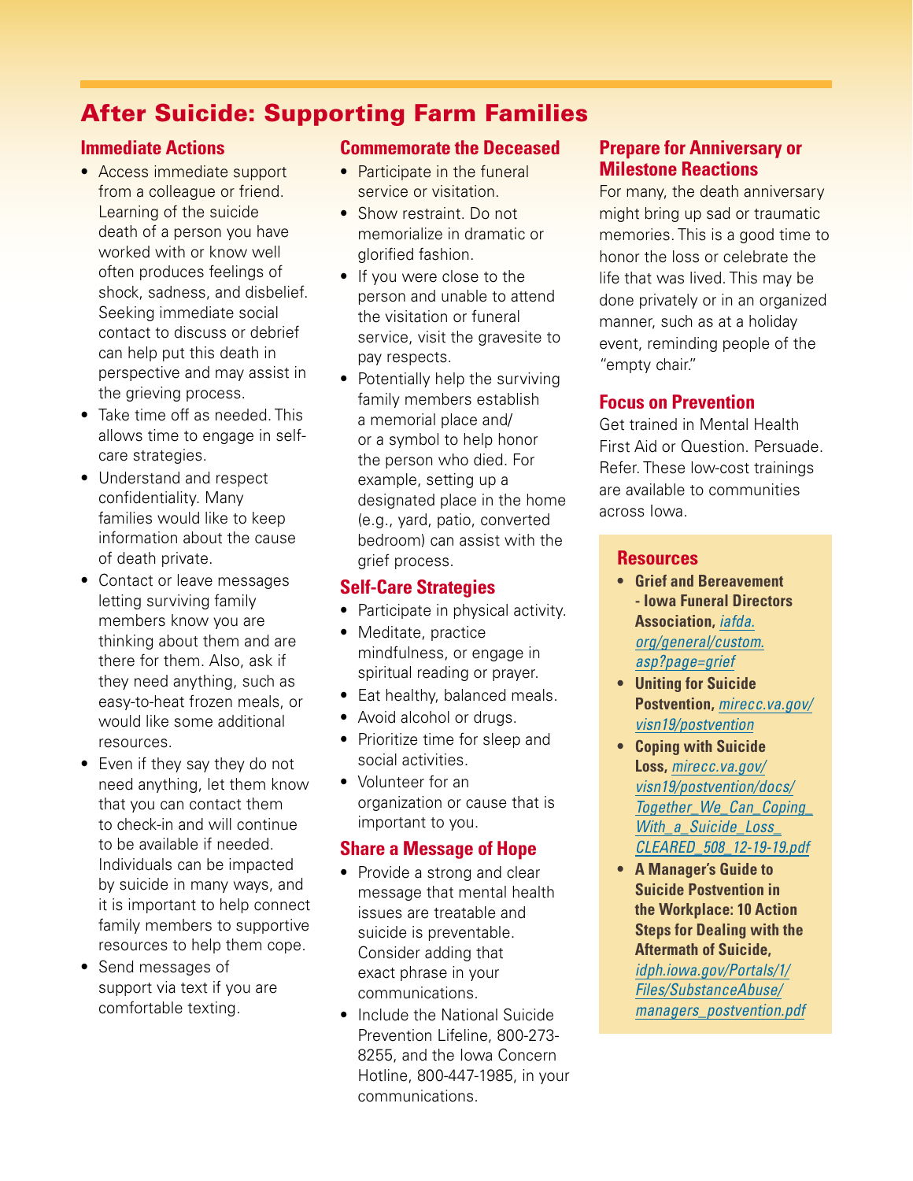# After Suicide: Supporting Farm Families

## Immediate Actions

- Access immediate support from a colleague or friend. Learning of the suicide death of a person you have worked with or know well often produces feelings of shock, sadness, and disbelief. Seeking immediate social contact to discuss or debrief can help put this death in perspective and may assist in the grieving process.
- Take time off as needed. This allows time to engage in self-care strategies.
- Understand and respect confidentiality. Many families would like to keep information about the cause of death private.
- Contact or leave messages letting surviving family members know you are thinking about them and are there for them. Also, ask if they need anything, such as easy-to-heat frozen meals, or would like some additional resources.
- Even if they say they do not need anything, let them know that you can contact them to check-in and will continue to be available if needed. Individuals can be impacted by suicide in many ways, and it is important to help connect family members to supportive resources to help them cope.
- Send messages of support via text if you are comfortable texting.

## Commemorate the Deceased

- Participate in the funeral service or visitation.
- Show restraint. Do not memorialize in dramatic or glorified fashion.
- If you were close to the person and unable to attend the visitation or funeral service, visit the gravesite to pay respects.
- Potentially help the surviving family members establish a memorial place and/or a symbol to help honor the person who died. For example, setting up a designated place in the home (e.g., yard, patio, converted bedroom) can assist with the grief process.

## Self-Care Strategies

- Participate in physical activity.
- Meditate, practice mindfulness, or engage in spiritual reading or prayer.
- Eat healthy, balanced meals.
- Avoid alcohol or drugs.
- Prioritize time for sleep and social activities.
- Volunteer for an organization or cause that is important to you.

## Share a Message of Hope

- Provide a strong and clear message that mental health issues are treatable and suicide is preventable. Consider adding that exact phrase in your communications.
- Include the National Suicide Prevention Lifeline, 800-273-8255, and the Iowa Concern Hotline, 800-447-1985, in your communications.

## Prepare for Anniversary or Milestone Reactions

For many, the death anniversary might bring up sad or traumatic memories. This is a good time to honor the loss or celebrate the life that was lived. This may be done privately or in an organized manner, such as at a holiday event, reminding people of the "empty chair."

## Focus on Prevention

Get trained in Mental Health First Aid or Question. Persuade. Refer. These low-cost trainings are available to communities across Iowa.

### Resources

- **Grief and Bereavement - Iowa Funeral Directors Association,** *iafda.org/general/custom.asp?page=grief*
- **Uniting for Suicide Postvention,** *mirecc.va.gov/visn19/postvention*
- **Coping with Suicide Loss,** *mirecc.va.gov/visn19/postvention/docs/Together_We_Can_Coping_With_a_Suicide_Loss_CLEARED_508_12-19-19.pdf*
- **A Manager's Guide to Suicide Postvention in the Workplace: 10 Action Steps for Dealing with the Aftermath of Suicide,** *idph.iowa.gov/Portals/1/Files/SubstanceAbuse/managers_postvention.pdf*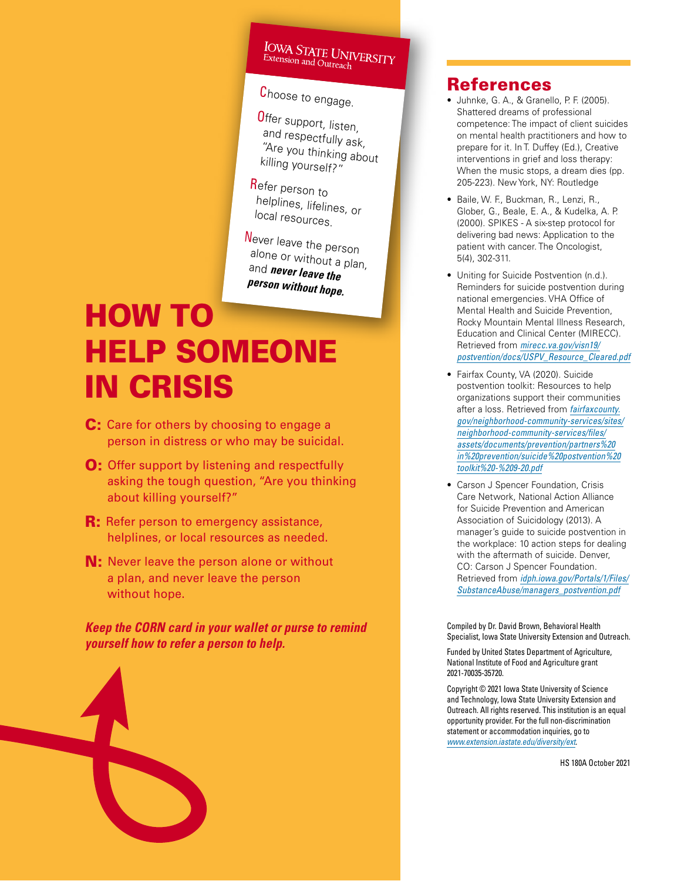**IOWA STATE UNIVERSITY**
Extension and Outreach

Choose to engage.

Offer support, listen, and respectfully ask, "Are you thinking about killing yourself?"

Refer person to helplines, lifelines, or local resources.

Never leave the person alone or without a plan, and ***never leave the person without hope.***

# HOW TO HELP SOMEONE IN CRISIS

**C:** Care for others by choosing to engage a person in distress or who may be suicidal.

**O:** Offer support by listening and respectfully asking the tough question, "Are you thinking about killing yourself?"

**R:** Refer person to emergency assistance, helplines, or local resources as needed.

**N:** Never leave the person alone or without a plan, and never leave the person without hope.

***Keep the CORN card in your wallet or purse to remind yourself how to refer a person to help.***

## References

- Juhnke, G. A., & Granello, P. F. (2005). Shattered dreams of professional competence: The impact of client suicides on mental health practitioners and how to prepare for it. In T. Duffey (Ed.), Creative interventions in grief and loss therapy: When the music stops, a dream dies (pp. 205-223). New York, NY: Routledge
- Baile, W. F., Buckman, R., Lenzi, R., Glober, G., Beale, E. A., & Kudelka, A. P. (2000). SPIKES - A six-step protocol for delivering bad news: Application to the patient with cancer. The Oncologist, 5(4), 302-311.
- Uniting for Suicide Postvention (n.d.). Reminders for suicide postvention during national emergencies. VHA Office of Mental Health and Suicide Prevention, Rocky Mountain Mental Illness Research, Education and Clinical Center (MIRECC). Retrieved from *mirecc.va.gov/visn19/postvention/docs/USPV_Resource_Cleared.pdf*
- Fairfax County, VA (2020). Suicide postvention toolkit: Resources to help organizations support their communities after a loss. Retrieved from *fairfaxcounty.gov/neighborhood-community-services/sites/neighborhood-community-services/files/assets/documents/prevention/partners%20in%20prevention/suicide%20postvention%20toolkit%20-%209-20.pdf*
- Carson J Spencer Foundation, Crisis Care Network, National Action Alliance for Suicide Prevention and American Association of Suicidology (2013). A manager's guide to suicide postvention in the workplace: 10 action steps for dealing with the aftermath of suicide. Denver, CO: Carson J Spencer Foundation. Retrieved from *idph.iowa.gov/Portals/1/Files/SubstanceAbuse/managers_postvention.pdf*

Compiled by Dr. David Brown, Behavioral Health Specialist, Iowa State University Extension and Outreach.

Funded by United States Department of Agriculture, National Institute of Food and Agriculture grant 2021-70035-35720.

Copyright © 2021 Iowa State University of Science and Technology, Iowa State University Extension and Outreach. All rights reserved. This institution is an equal opportunity provider. For the full non-discrimination statement or accommodation inquiries, go to *www.extension.iastate.edu/diversity/ext*.

HS 180A October 2021